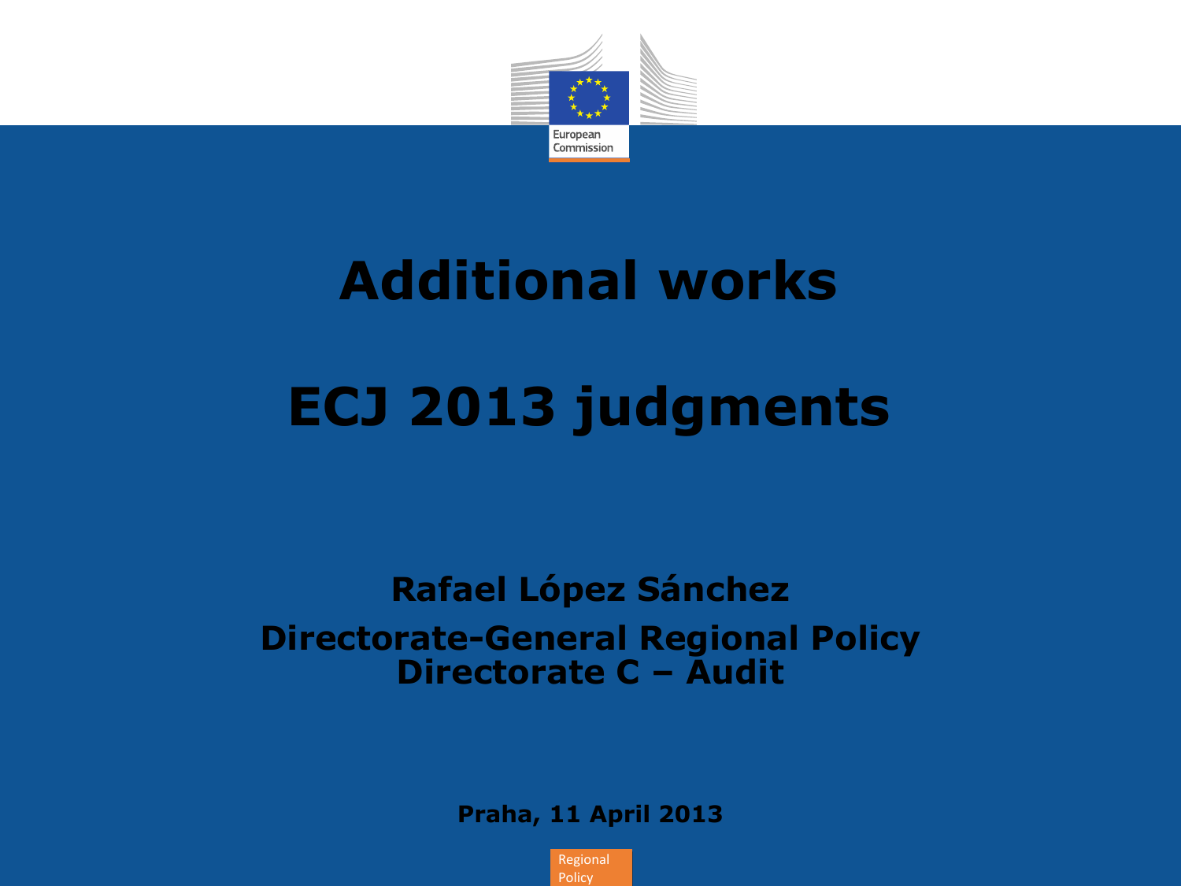# Additional works

# ECJ 2013 judgments

**Rafael López Sánchez**

**Directorate-General Regional Policy**
**Directorate C – Audit**

**Praha, 11 April 2013**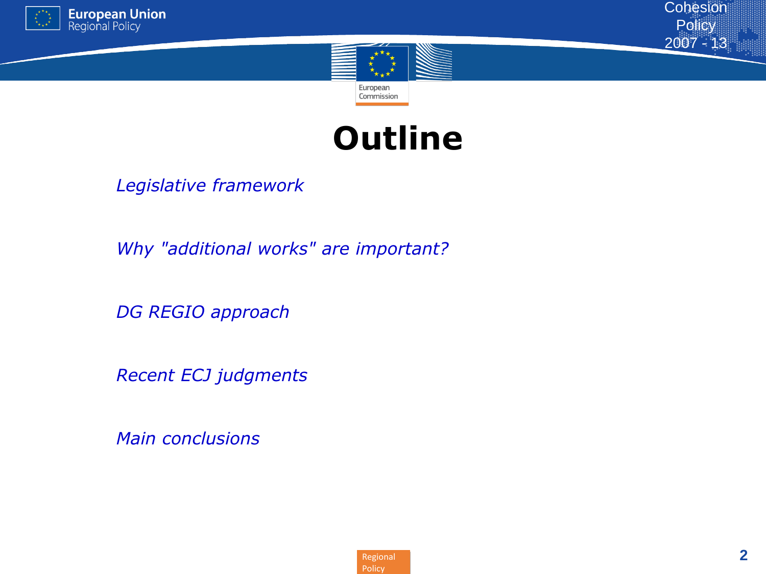# Outline

*Legislative framework*

*Why "additional works" are important?*

*DG REGIO approach*

*Recent ECJ judgments*

*Main conclusions*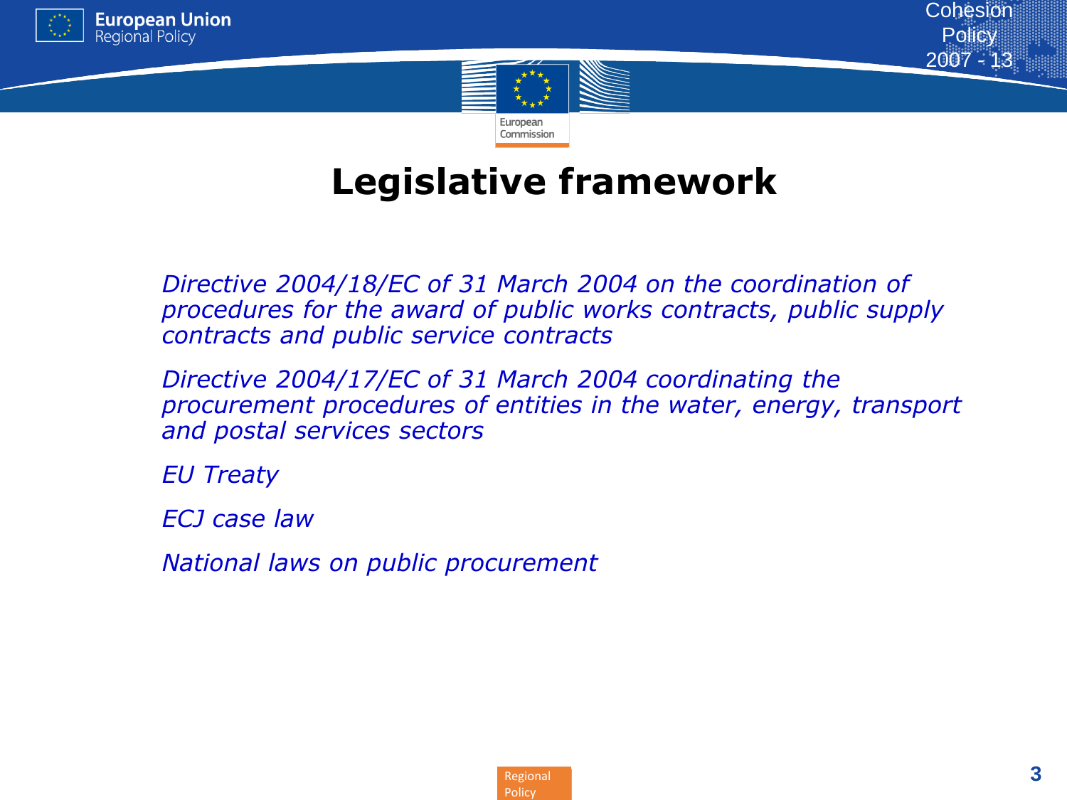# Legislative framework

*Directive 2004/18/EC of 31 March 2004 on the coordination of procedures for the award of public works contracts, public supply contracts and public service contracts*

*Directive 2004/17/EC of 31 March 2004 coordinating the procurement procedures of entities in the water, energy, transport and postal services sectors*

*EU Treaty*

*ECJ case law*

*National laws on public procurement*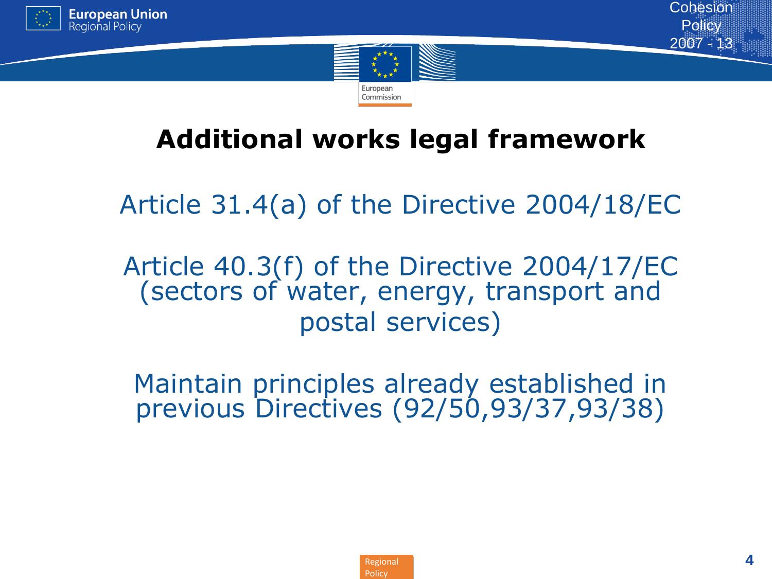# Additional works legal framework

Article 31.4(a) of the Directive 2004/18/EC

Article 40.3(f) of the Directive 2004/17/EC (sectors of water, energy, transport and postal services)

Maintain principles already established in previous Directives (92/50,93/37,93/38)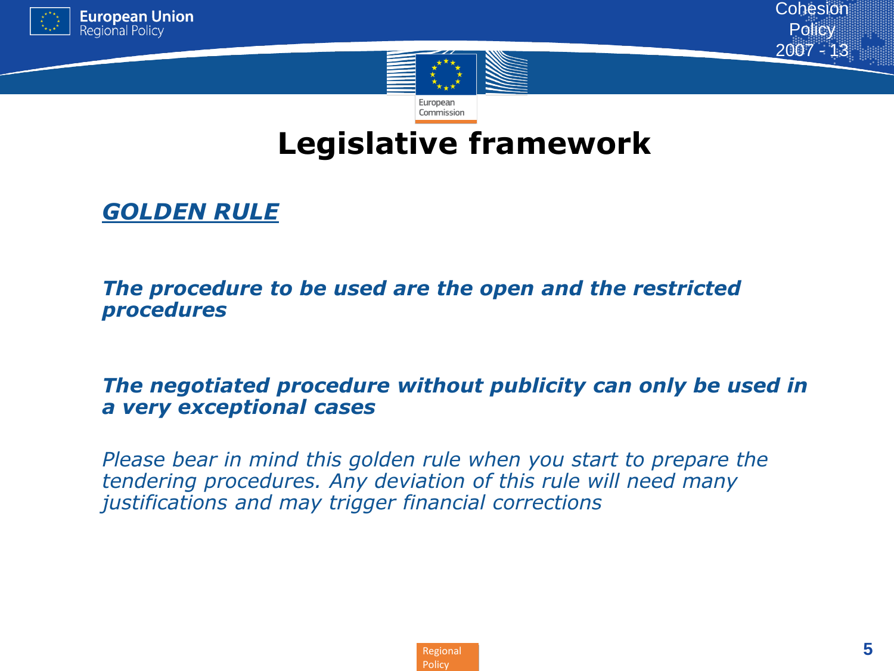# Legislative framework

***GOLDEN RULE***

***The procedure to be used are the open and the restricted procedures***

***The negotiated procedure without publicity can only be used in a very exceptional cases***

*Please bear in mind this golden rule when you start to prepare the tendering procedures. Any deviation of this rule will need many justifications and may trigger financial corrections*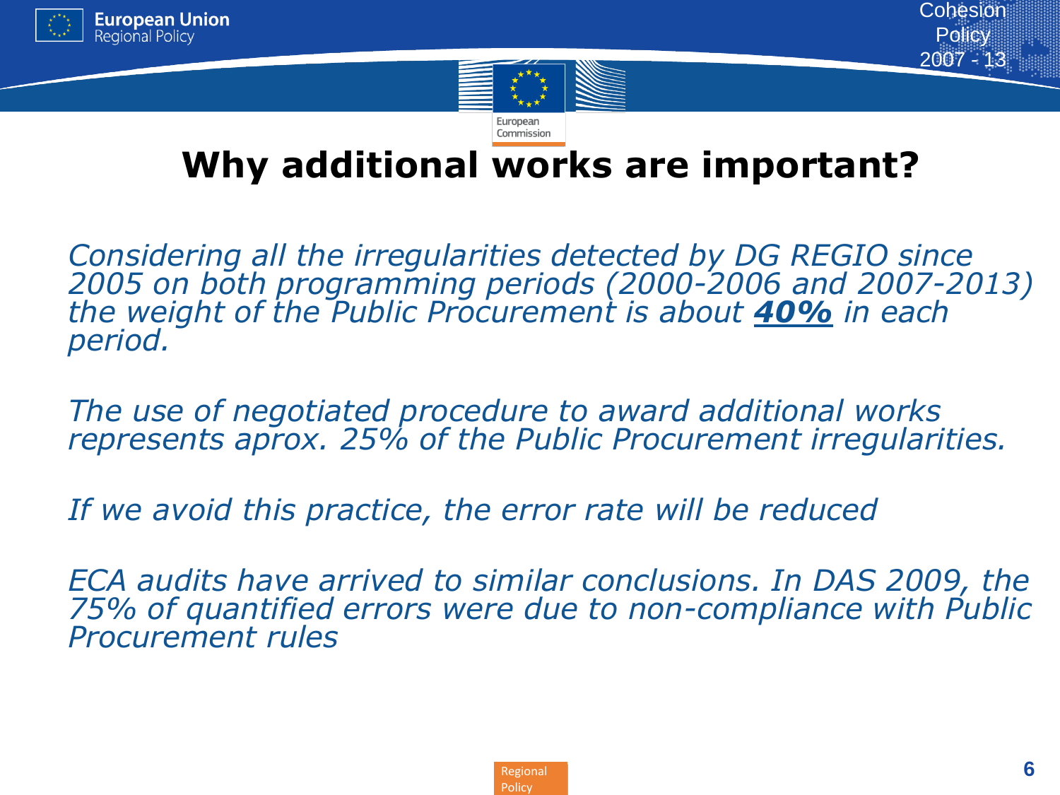# Why additional works are important?

*Considering all the irregularities detected by DG REGIO since 2005 on both programming periods (2000-2006 and 2007-2013) the weight of the Public Procurement is about **40%** in each period.*

*The use of negotiated procedure to award additional works represents aprox. 25% of the Public Procurement irregularities.*

*If we avoid this practice, the error rate will be reduced*

*ECA audits have arrived to similar conclusions. In DAS 2009, the 75% of quantified errors were due to non-compliance with Public Procurement rules*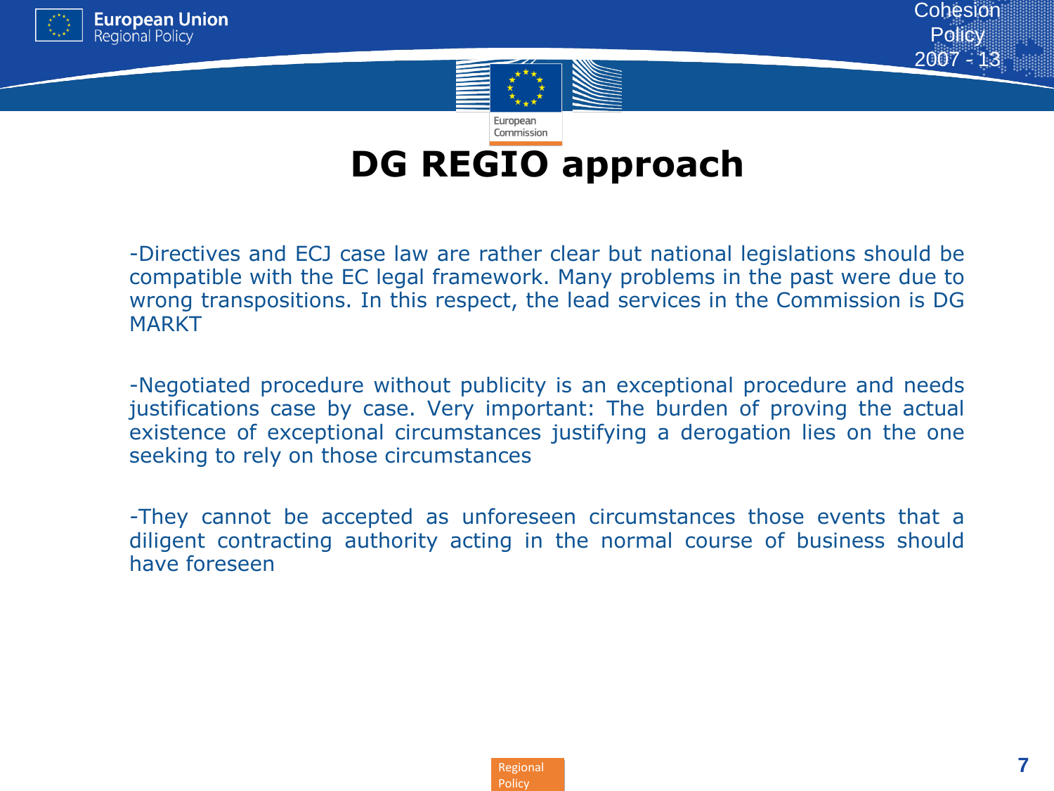# DG REGIO approach

-Directives and ECJ case law are rather clear but national legislations should be compatible with the EC legal framework. Many problems in the past were due to wrong transpositions. In this respect, the lead services in the Commission is DG MARKT

-Negotiated procedure without publicity is an exceptional procedure and needs justifications case by case. Very important: The burden of proving the actual existence of exceptional circumstances justifying a derogation lies on the one seeking to rely on those circumstances

-They cannot be accepted as unforeseen circumstances those events that a diligent contracting authority acting in the normal course of business should have foreseen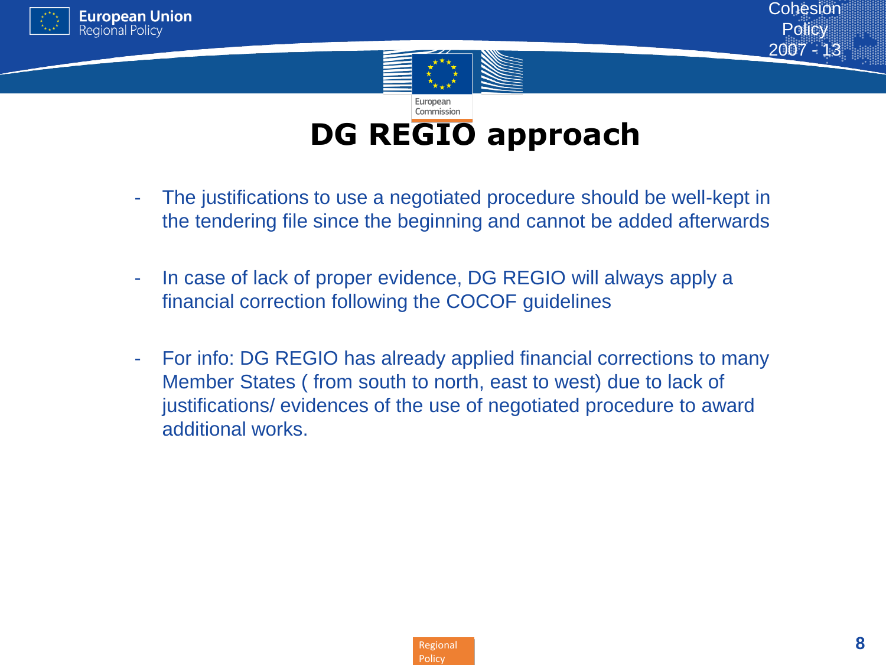# DG REGIO approach

- The justifications to use a negotiated procedure should be well-kept in the tendering file since the beginning and cannot be added afterwards

- In case of lack of proper evidence, DG REGIO will always apply a financial correction following the COCOF guidelines

- For info: DG REGIO has already applied financial corrections to many Member States ( from south to north, east to west) due to lack of justifications/ evidences of the use of negotiated procedure to award additional works.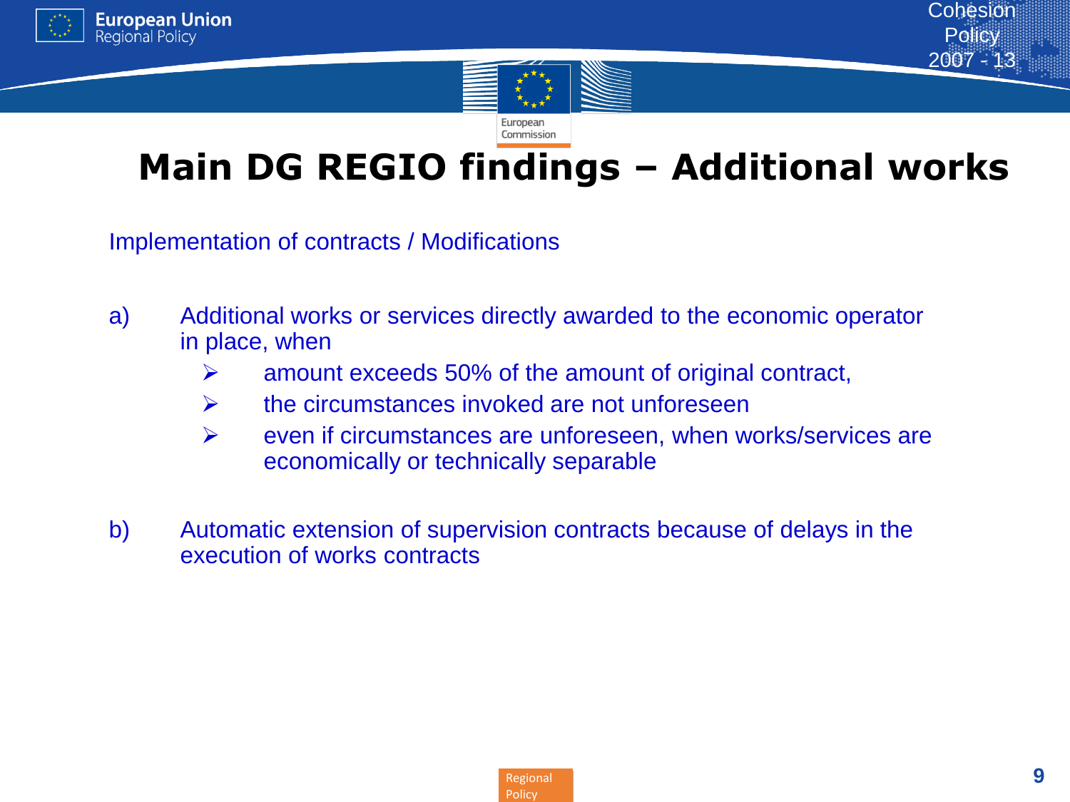# Main DG REGIO findings – Additional works

Implementation of contracts / Modifications

a) Additional works or services directly awarded to the economic operator in place, when

- amount exceeds 50% of the amount of original contract,
- the circumstances invoked are not unforeseen
- even if circumstances are unforeseen, when works/services are economically or technically separable

b) Automatic extension of supervision contracts because of delays in the execution of works contracts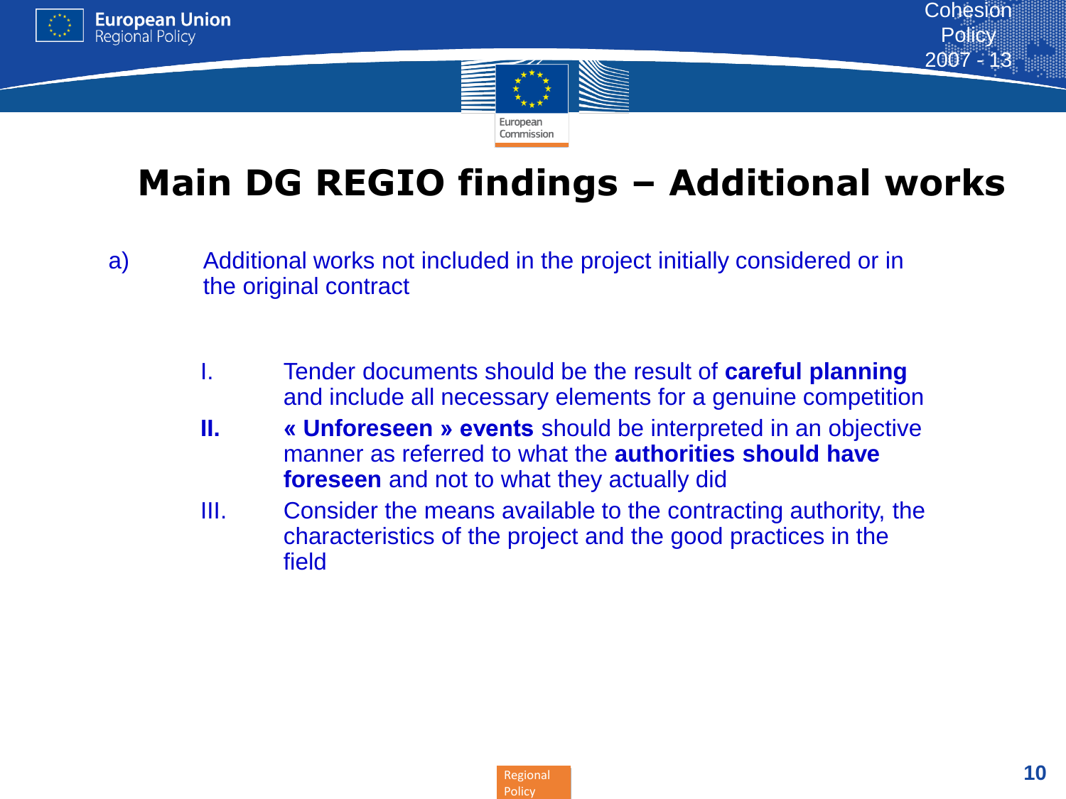# Main DG REGIO findings – Additional works

a) Additional works not included in the project initially considered or in the original contract

I. Tender documents should be the result of **careful planning** and include all necessary elements for a genuine competition

**II.** **« Unforeseen » events** should be interpreted in an objective manner as referred to what the **authorities should have foreseen** and not to what they actually did

III. Consider the means available to the contracting authority, the characteristics of the project and the good practices in the field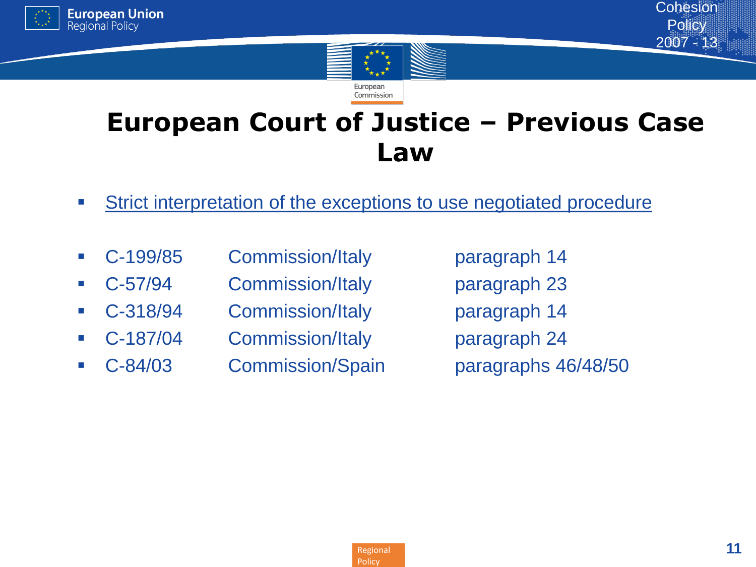# European Court of Justice – Previous Case Law

- Strict interpretation of the exceptions to use negotiated procedure

- C-199/85 Commission/Italy paragraph 14
- C-57/94 Commission/Italy paragraph 23
- C-318/94 Commission/Italy paragraph 14
- C-187/04 Commission/Italy paragraph 24
- C-84/03 Commission/Spain paragraphs 46/48/50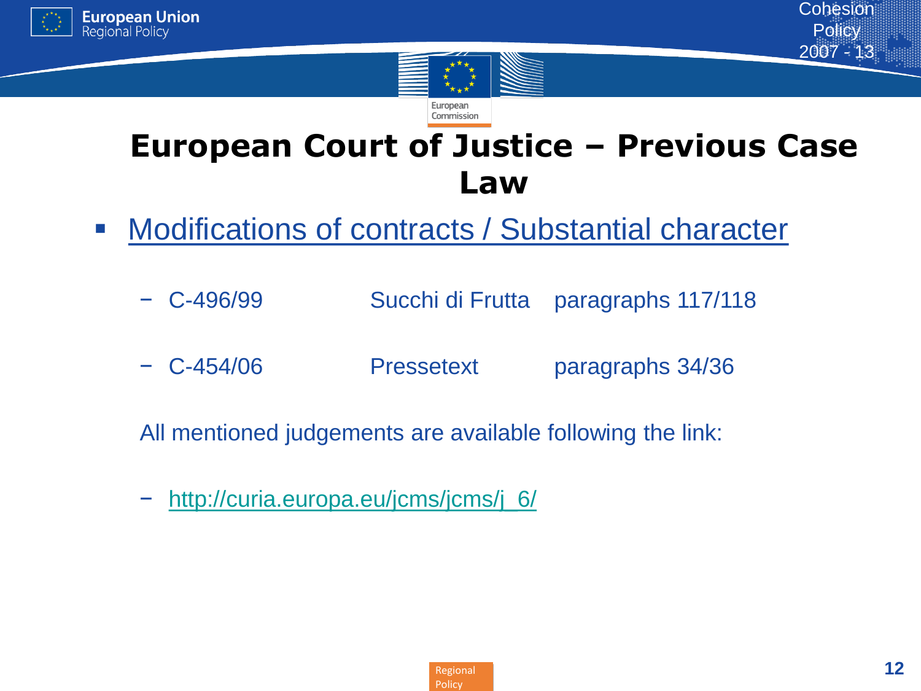# European Court of Justice – Previous Case Law

- Modifications of contracts / Substantial character

  - C-496/99 Succhi di Frutta paragraphs 117/118
  - C-454/06 Pressetext paragraphs 34/36

  All mentioned judgements are available following the link:

  - http://curia.europa.eu/jcms/jcms/j_6/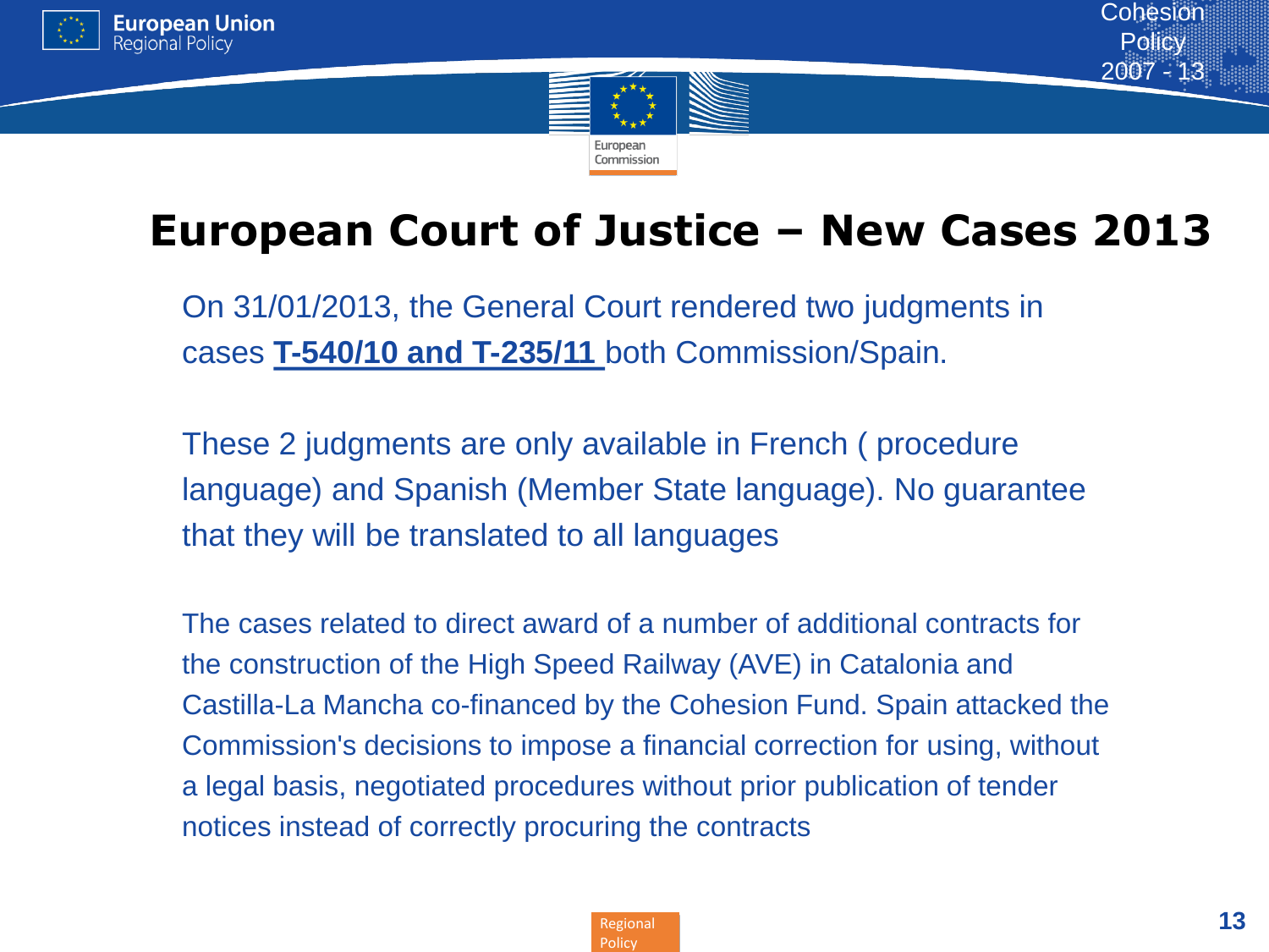# European Court of Justice – New Cases 2013

On 31/01/2013, the General Court rendered two judgments in cases **T-540/10 and T-235/11** both Commission/Spain.

These 2 judgments are only available in French ( procedure language) and Spanish (Member State language). No guarantee that they will be translated to all languages

The cases related to direct award of a number of additional contracts for the construction of the High Speed Railway (AVE) in Catalonia and Castilla-La Mancha co-financed by the Cohesion Fund. Spain attacked the Commission's decisions to impose a financial correction for using, without a legal basis, negotiated procedures without prior publication of tender notices instead of correctly procuring the contracts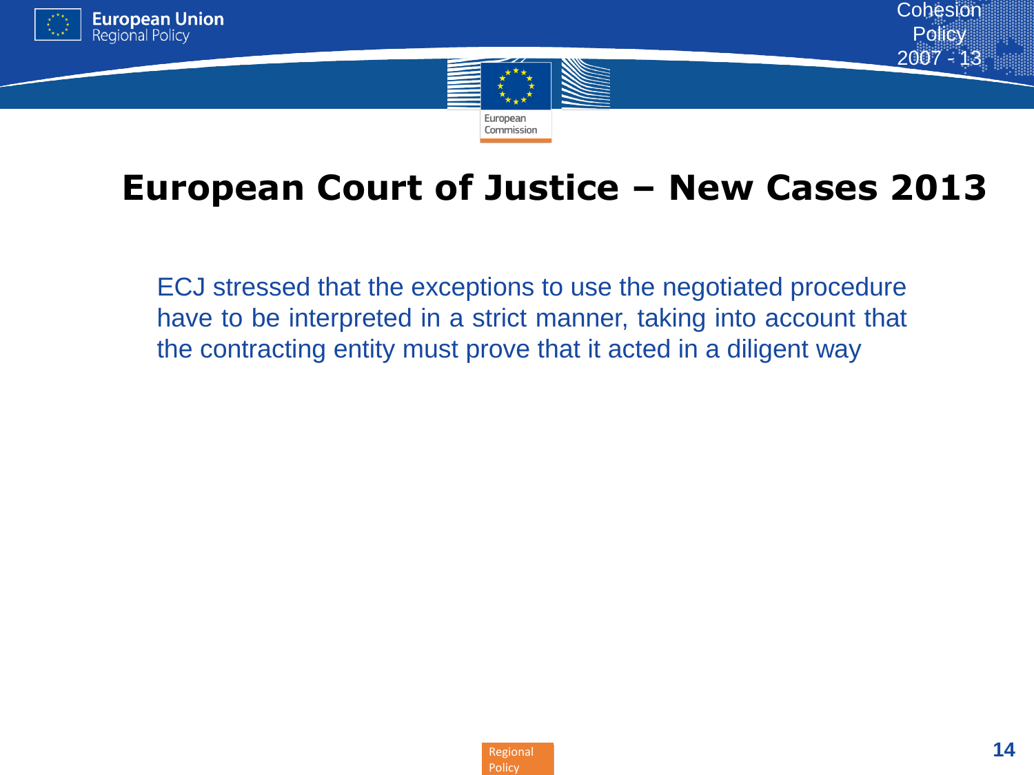# European Court of Justice – New Cases 2013

ECJ stressed that the exceptions to use the negotiated procedure have to be interpreted in a strict manner, taking into account that the contracting entity must prove that it acted in a diligent way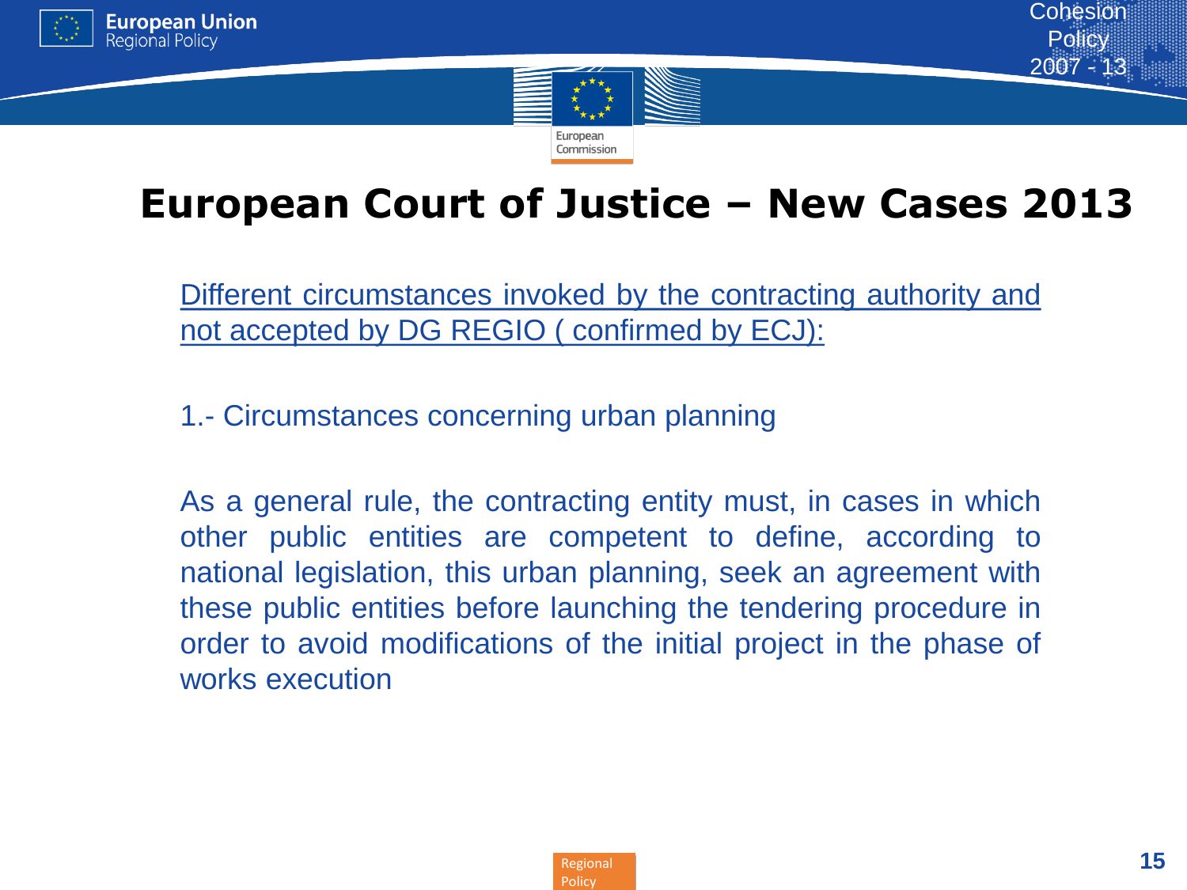# European Court of Justice – New Cases 2013

<u>Different circumstances invoked by the contracting authority and not accepted by DG REGIO ( confirmed by ECJ):</u>

1.- Circumstances concerning urban planning

As a general rule, the contracting entity must, in cases in which other public entities are competent to define, according to national legislation, this urban planning, seek an agreement with these public entities before launching the tendering procedure in order to avoid modifications of the initial project in the phase of works execution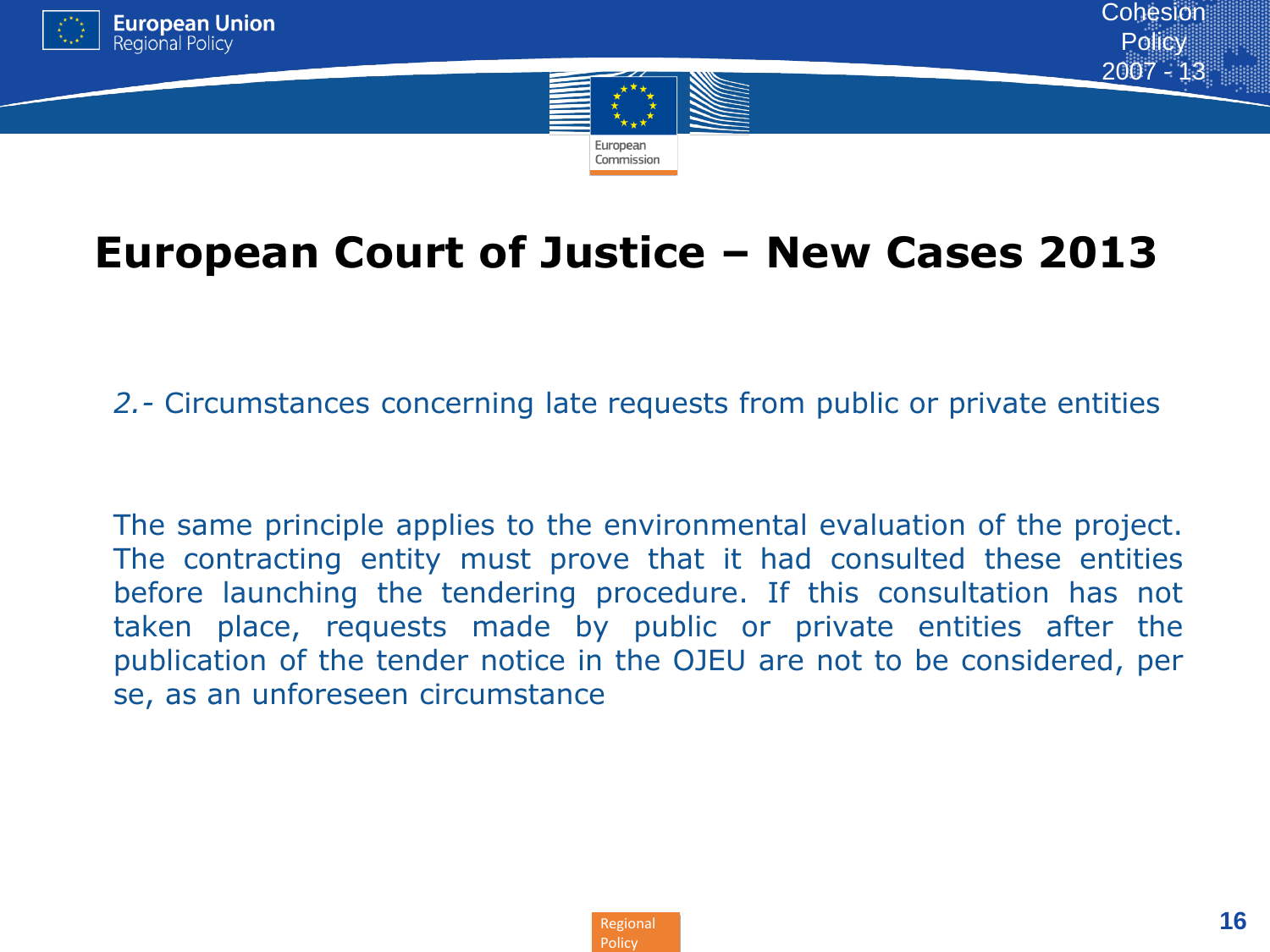# European Court of Justice – New Cases 2013

*2.-* Circumstances concerning late requests from public or private entities

The same principle applies to the environmental evaluation of the project. The contracting entity must prove that it had consulted these entities before launching the tendering procedure. If this consultation has not taken place, requests made by public or private entities after the publication of the tender notice in the OJEU are not to be considered, per se, as an unforeseen circumstance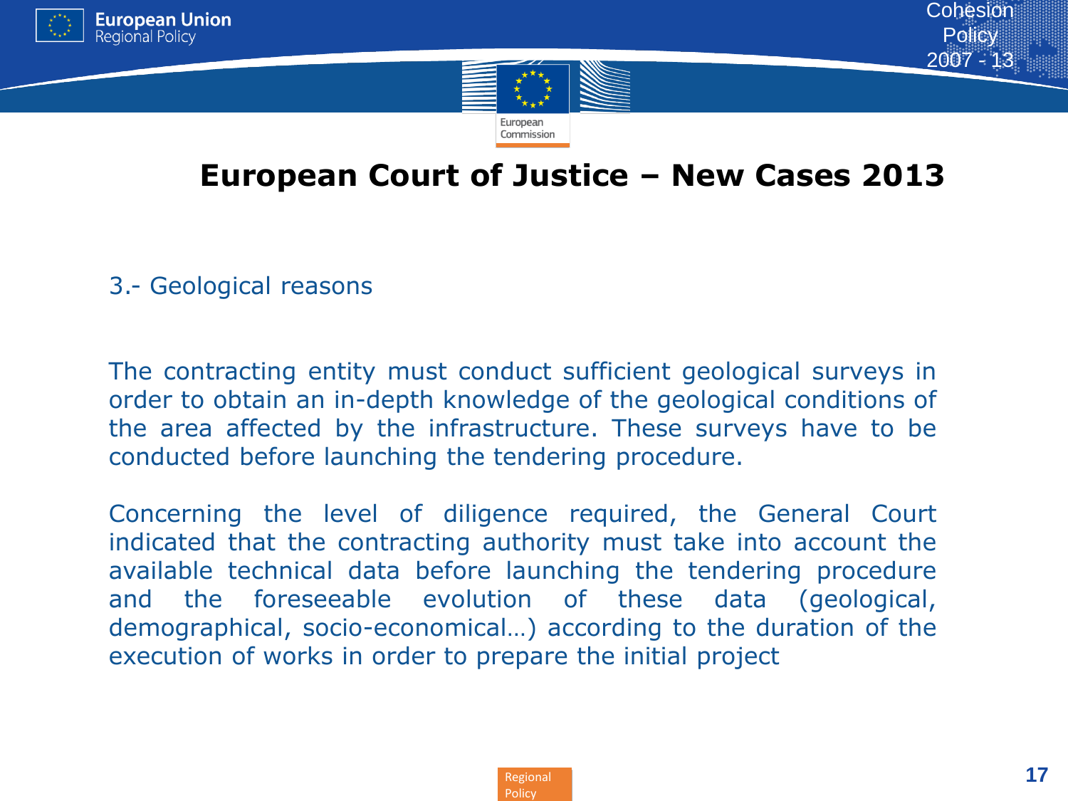# European Court of Justice – New Cases 2013

3.- Geological reasons

The contracting entity must conduct sufficient geological surveys in order to obtain an in-depth knowledge of the geological conditions of the area affected by the infrastructure. These surveys have to be conducted before launching the tendering procedure.

Concerning the level of diligence required, the General Court indicated that the contracting authority must take into account the available technical data before launching the tendering procedure and the foreseeable evolution of these data (geological, demographical, socio-economical…) according to the duration of the execution of works in order to prepare the initial project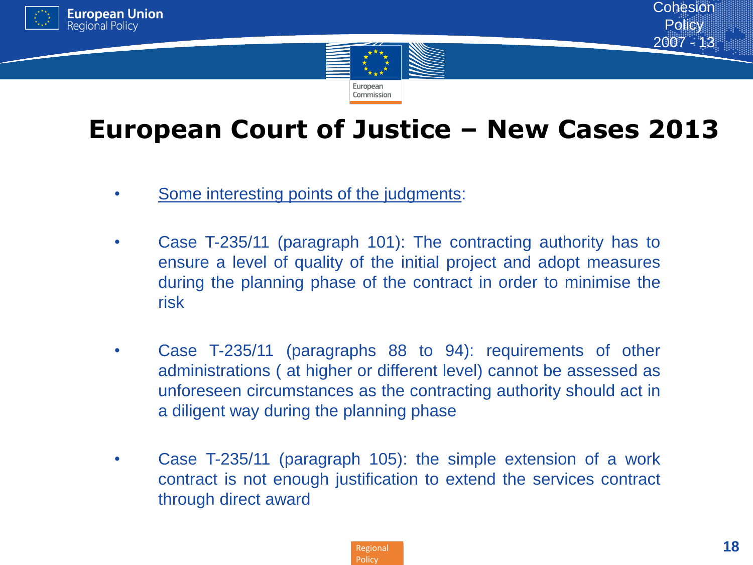# European Court of Justice – New Cases 2013

- Some interesting points of the judgments:

- Case T-235/11 (paragraph 101): The contracting authority has to ensure a level of quality of the initial project and adopt measures during the planning phase of the contract in order to minimise the risk

- Case T-235/11 (paragraphs 88 to 94): requirements of other administrations ( at higher or different level) cannot be assessed as unforeseen circumstances as the contracting authority should act in a diligent way during the planning phase

- Case T-235/11 (paragraph 105): the simple extension of a work contract is not enough justification to extend the services contract through direct award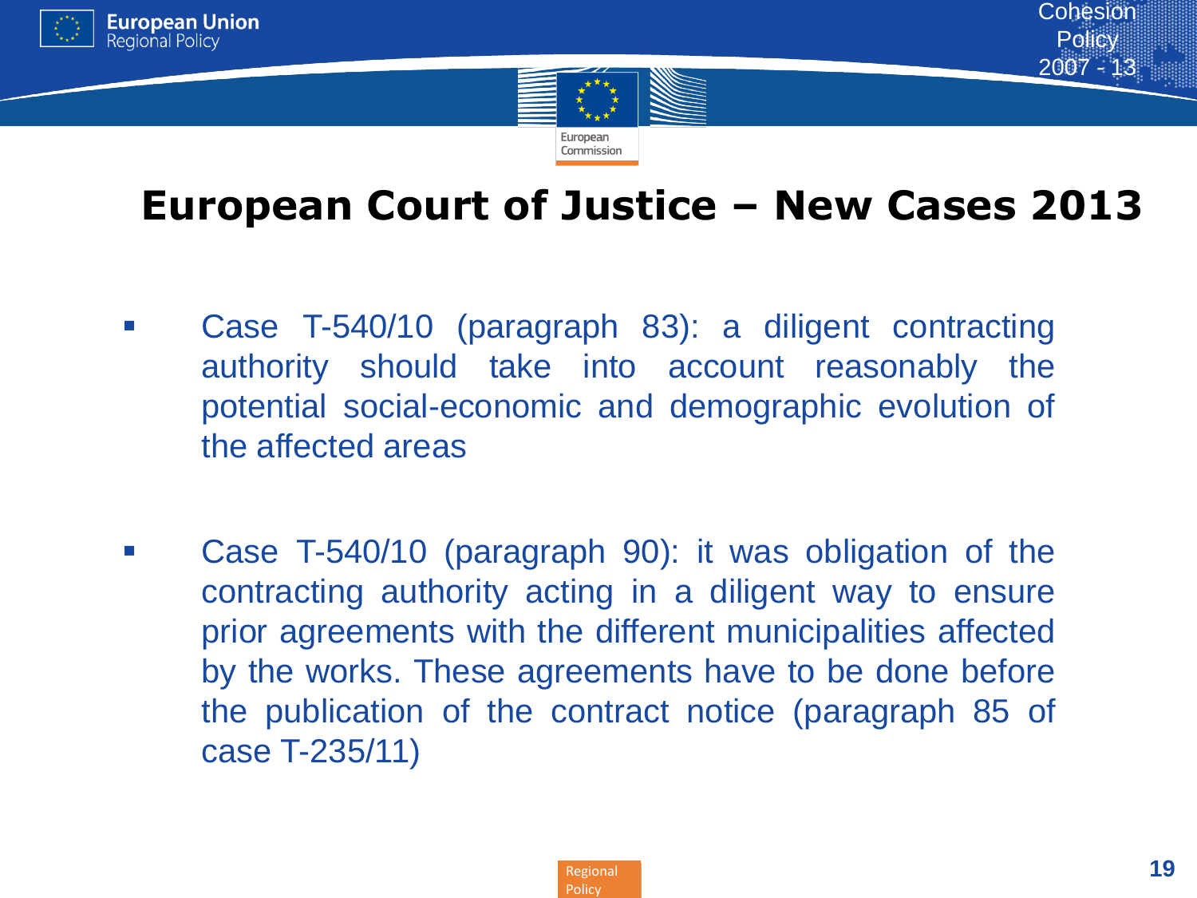# European Court of Justice – New Cases 2013

- Case T-540/10 (paragraph 83): a diligent contracting authority should take into account reasonably the potential social-economic and demographic evolution of the affected areas

- Case T-540/10 (paragraph 90): it was obligation of the contracting authority acting in a diligent way to ensure prior agreements with the different municipalities affected by the works. These agreements have to be done before the publication of the contract notice (paragraph 85 of case T-235/11)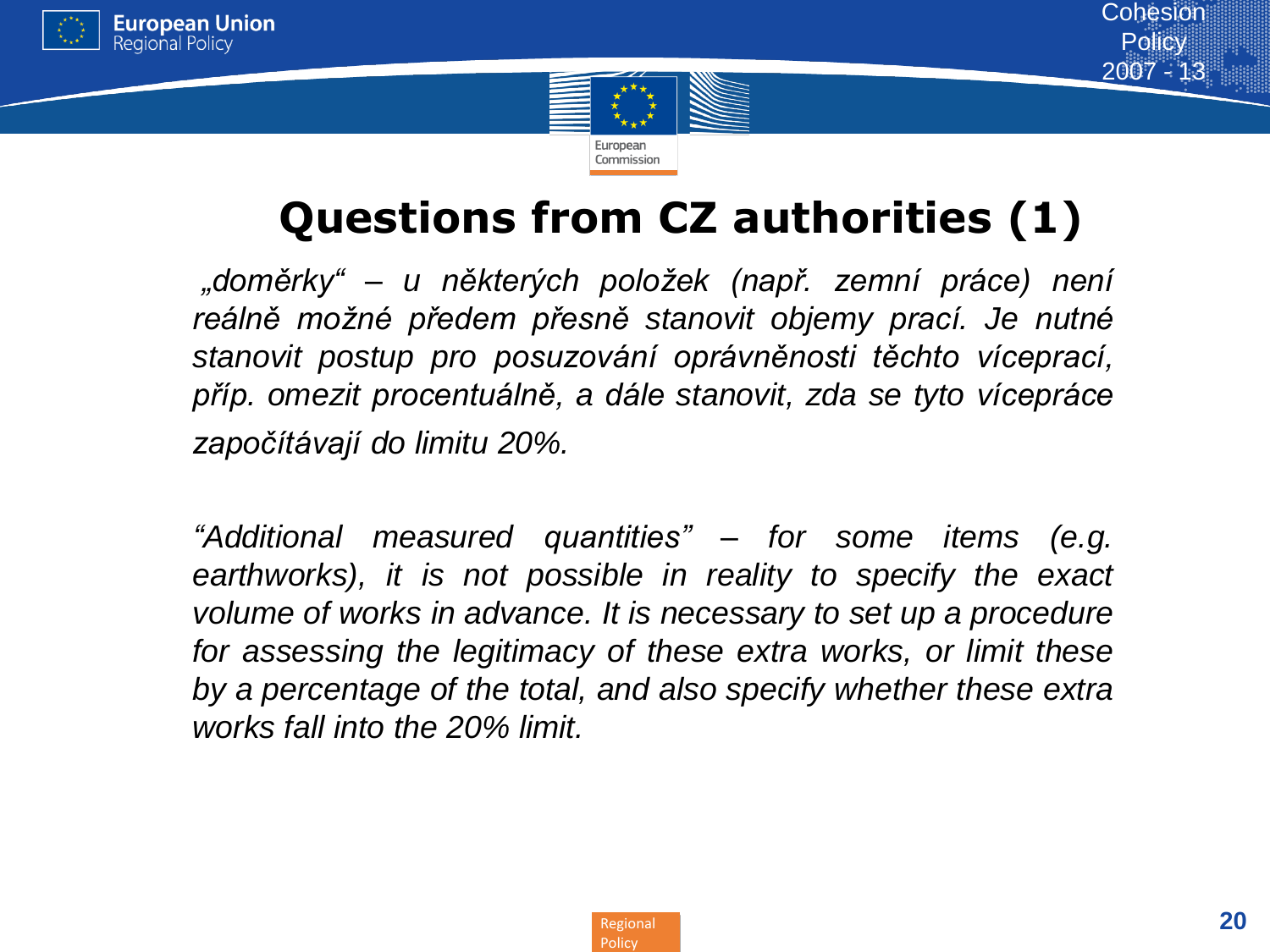# Questions from CZ authorities (1)

*„doměrky“ – u některých položek (např. zemní práce) není reálně možné předem přesně stanovit objemy prací. Je nutné stanovit postup pro posuzování oprávněnosti těchto víceprací, příp. omezit procentuálně, a dále stanovit, zda se tyto vícepráce započítávají do limitu 20%.*

*“Additional measured quantities” – for some items (e.g. earthworks), it is not possible in reality to specify the exact volume of works in advance. It is necessary to set up a procedure for assessing the legitimacy of these extra works, or limit these by a percentage of the total, and also specify whether these extra works fall into the 20% limit.*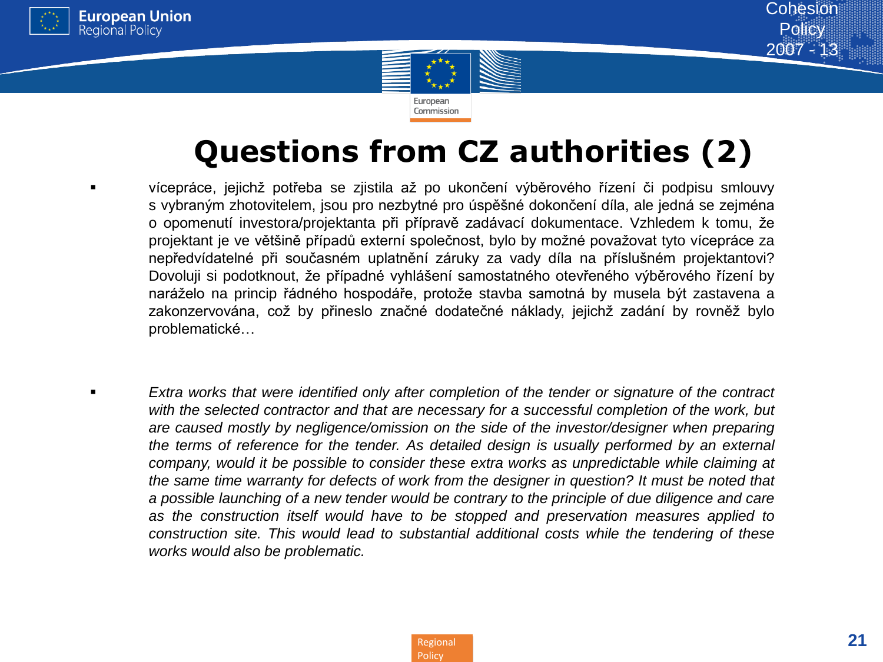# Questions from CZ authorities (2)

- vícepráce, jejichž potřeba se zjistila až po ukončení výběrového řízení či podpisu smlouvy s vybraným zhotovitelem, jsou pro nezbytné pro úspěšné dokončení díla, ale jedná se zejména o opomenutí investora/projektanta při přípravě zadávací dokumentace. Vzhledem k tomu, že projektant je ve většině případů externí společnost, bylo by možné považovat tyto vícepráce za nepředvídatelné při současném uplatnění záruky za vady díla na příslušném projektantovi? Dovoluji si podotknout, že případné vyhlášení samostatného otevřeného výběrového řízení by naráželo na princip řádného hospodáře, protože stavba samotná by musela být zastavena a zakonzervována, což by přineslo značné dodatečné náklady, jejichž zadání by rovněž bylo problematické…

- *Extra works that were identified only after completion of the tender or signature of the contract with the selected contractor and that are necessary for a successful completion of the work, but are caused mostly by negligence/omission on the side of the investor/designer when preparing the terms of reference for the tender. As detailed design is usually performed by an external company, would it be possible to consider these extra works as unpredictable while claiming at the same time warranty for defects of work from the designer in question? It must be noted that a possible launching of a new tender would be contrary to the principle of due diligence and care as the construction itself would have to be stopped and preservation measures applied to construction site. This would lead to substantial additional costs while the tendering of these works would also be problematic.*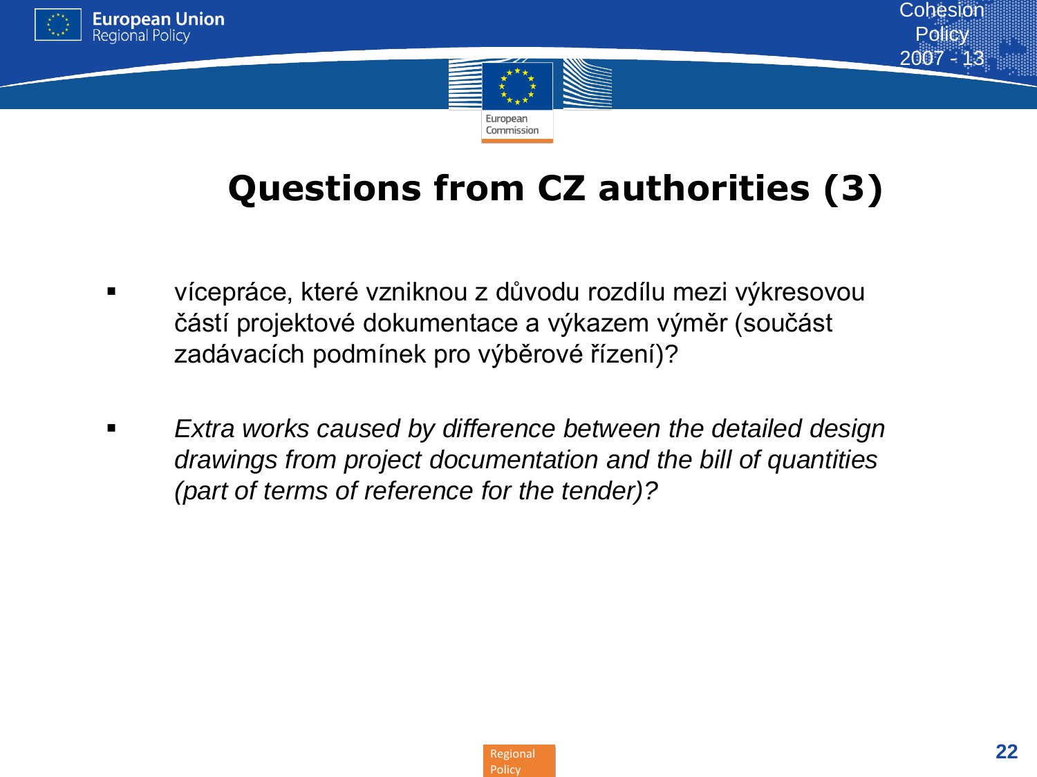# Questions from CZ authorities (3)

- vícepráce, které vzniknou z důvodu rozdílu mezi výkresovou částí projektové dokumentace a výkazem výměr (součást zadávacích podmínek pro výběrové řízení)?

- *Extra works caused by difference between the detailed design drawings from project documentation and the bill of quantities (part of terms of reference for the tender)?*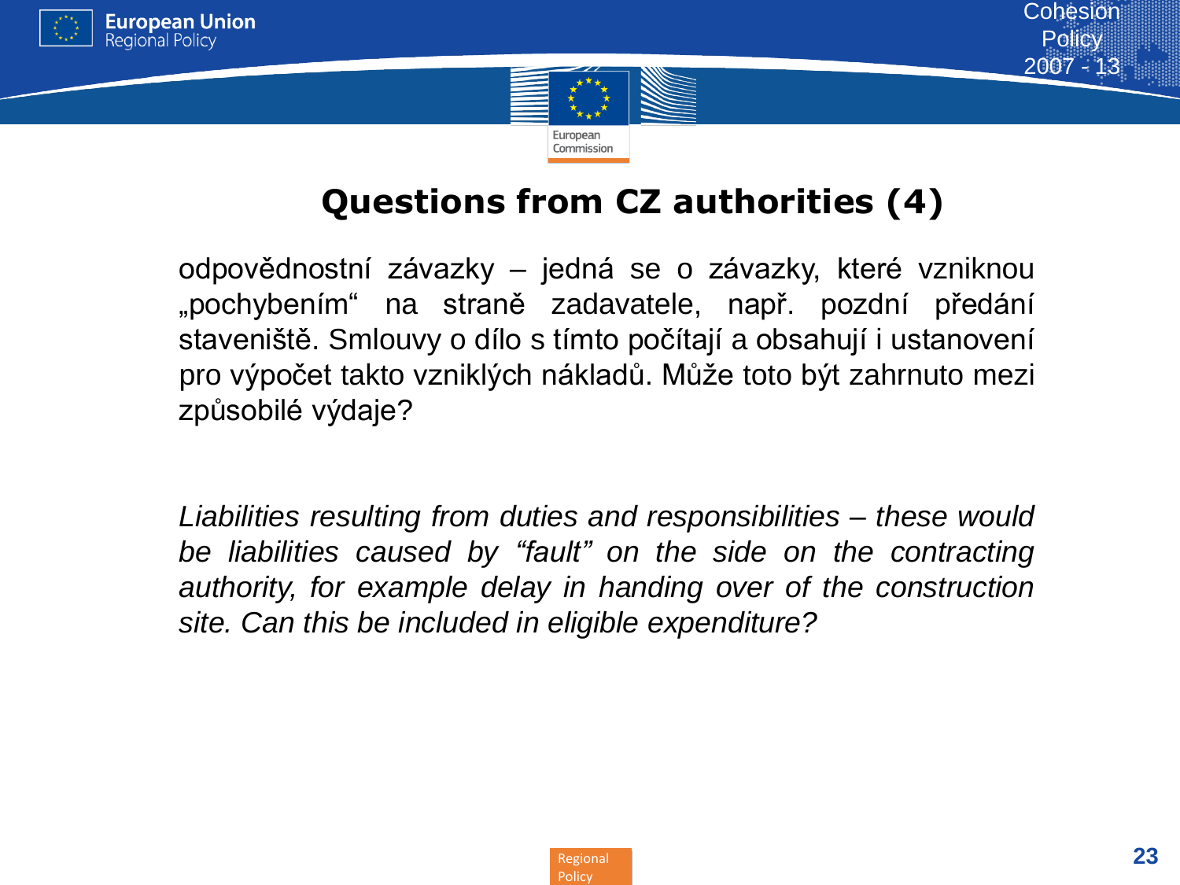# Questions from CZ authorities (4)

odpovědnostní závazky – jedná se o závazky, které vzniknou „pochybením“ na straně zadavatele, např. pozdní předání staveniště. Smlouvy o dílo s tímto počítají a obsahují i ustanovení pro výpočet takto vzniklých nákladů. Může toto být zahrnuto mezi způsobilé výdaje?

*Liabilities resulting from duties and responsibilities – these would be liabilities caused by “fault” on the side on the contracting authority, for example delay in handing over of the construction site. Can this be included in eligible expenditure?*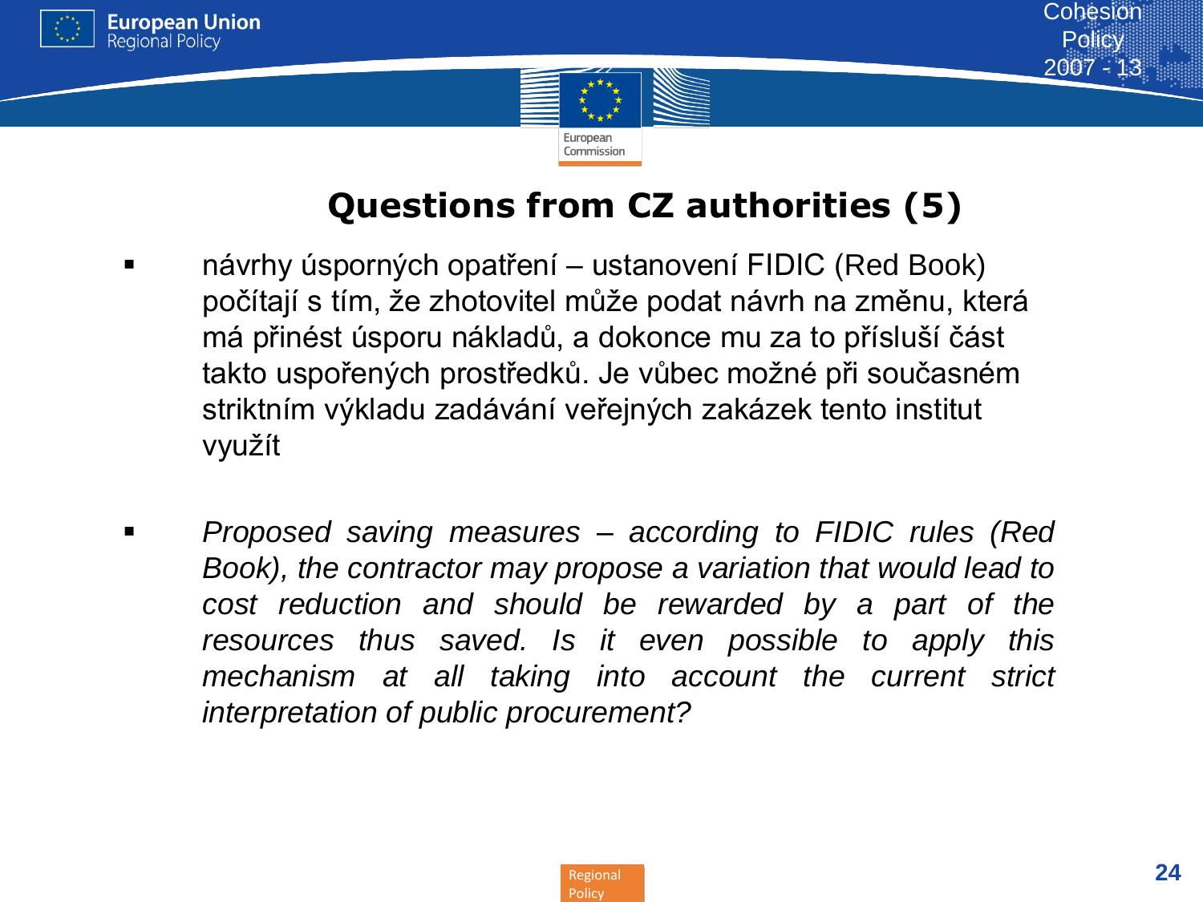## Questions from CZ authorities (5)

- návrhy úsporných opatření – ustanovení FIDIC (Red Book) počítají s tím, že zhotovitel může podat návrh na změnu, která má přinést úsporu nákladů, a dokonce mu za to přísluší část takto uspořených prostředků. Je vůbec možné při současném striktním výkladu zadávání veřejných zakázek tento institut využít

- *Proposed saving measures – according to FIDIC rules (Red Book), the contractor may propose a variation that would lead to cost reduction and should be rewarded by a part of the resources thus saved. Is it even possible to apply this mechanism at all taking into account the current strict interpretation of public procurement?*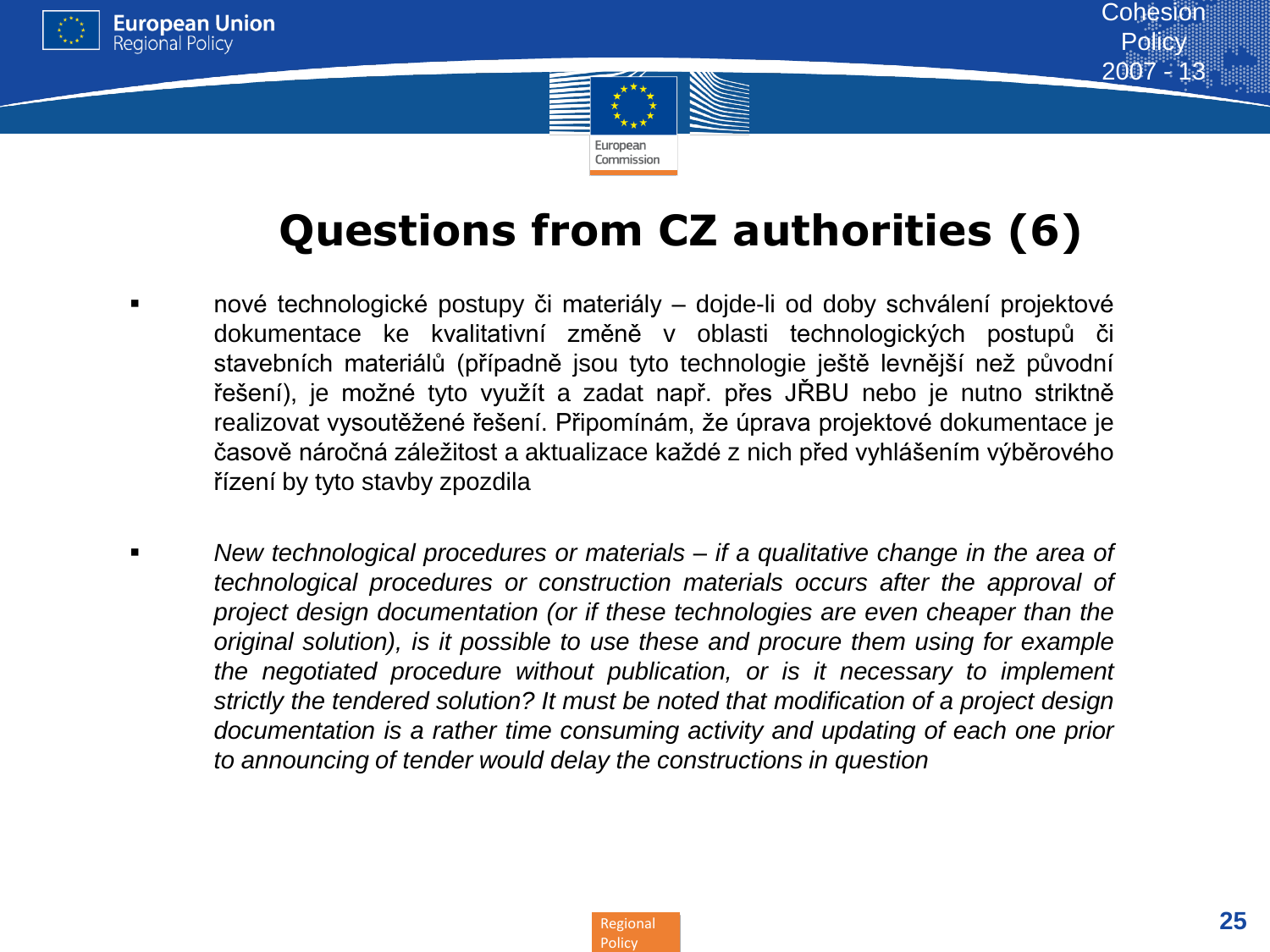# Questions from CZ authorities (6)

- nové technologické postupy či materiály – dojde-li od doby schválení projektové dokumentace ke kvalitativní změně v oblasti technologických postupů či stavebních materiálů (případně jsou tyto technologie ještě levnější než původní řešení), je možné tyto využít a zadat např. přes JŘBU nebo je nutno striktně realizovat vysoutěžené řešení. Připomínám, že úprava projektové dokumentace je časově náročná záležitost a aktualizace každé z nich před vyhlášením výběrového řízení by tyto stavby zpozdila

- *New technological procedures or materials – if a qualitative change in the area of technological procedures or construction materials occurs after the approval of project design documentation (or if these technologies are even cheaper than the original solution), is it possible to use these and procure them using for example the negotiated procedure without publication, or is it necessary to implement strictly the tendered solution? It must be noted that modification of a project design documentation is a rather time consuming activity and updating of each one prior to announcing of tender would delay the constructions in question*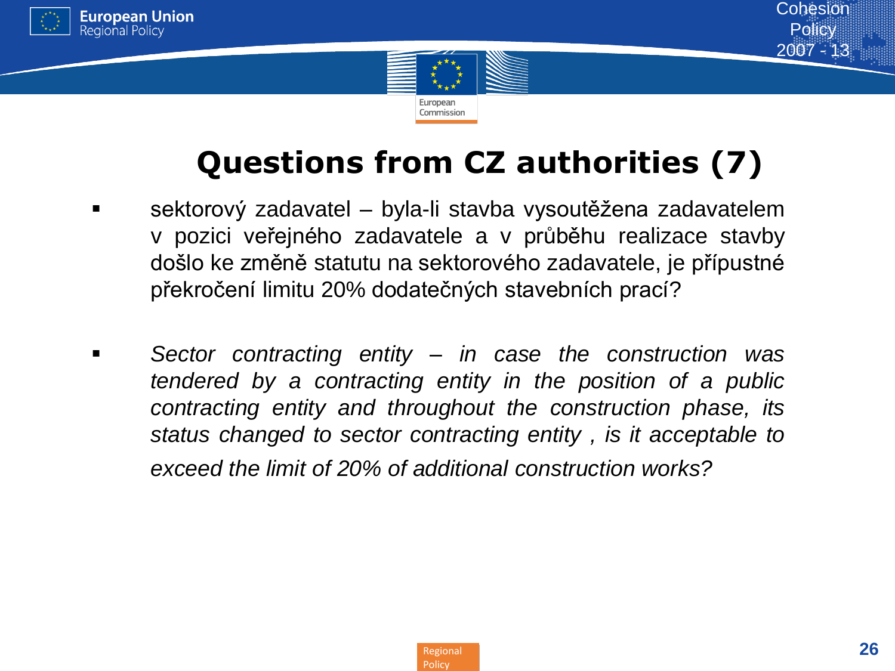# Questions from CZ authorities (7)

- sektorový zadavatel – byla-li stavba vysoutěžena zadavatelem v pozici veřejného zadavatele a v průběhu realizace stavby došlo ke změně statutu na sektorového zadavatele, je přípustné překročení limitu 20% dodatečných stavebních prací?

- *Sector contracting entity – in case the construction was tendered by a contracting entity in the position of a public contracting entity and throughout the construction phase, its status changed to sector contracting entity , is it acceptable to exceed the limit of 20% of additional construction works?*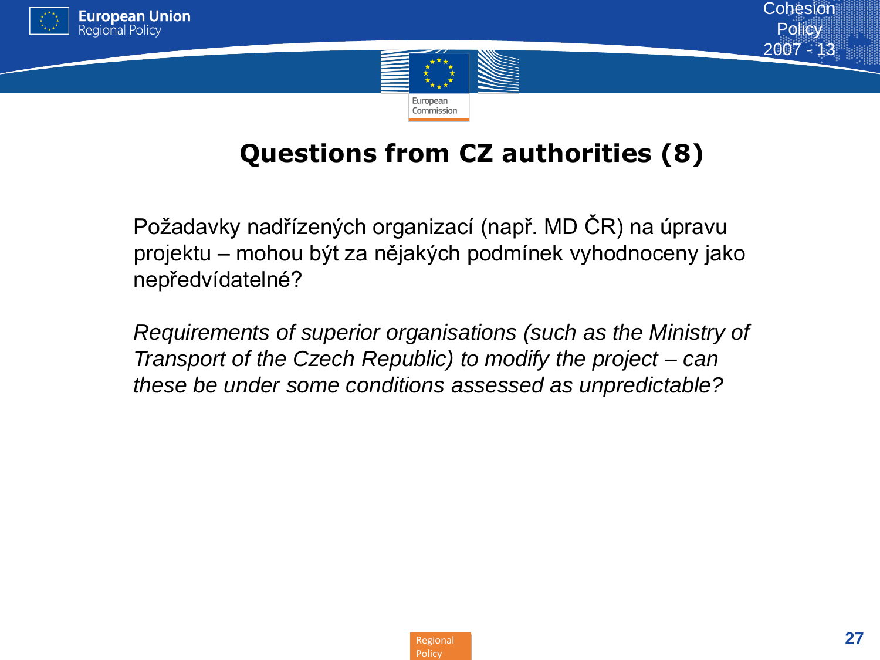# Questions from CZ authorities (8)

Požadavky nadřízených organizací (např. MD ČR) na úpravu projektu – mohou být za nějakých podmínek vyhodnoceny jako nepředvídatelné?

*Requirements of superior organisations (such as the Ministry of Transport of the Czech Republic) to modify the project – can these be under some conditions assessed as unpredictable?*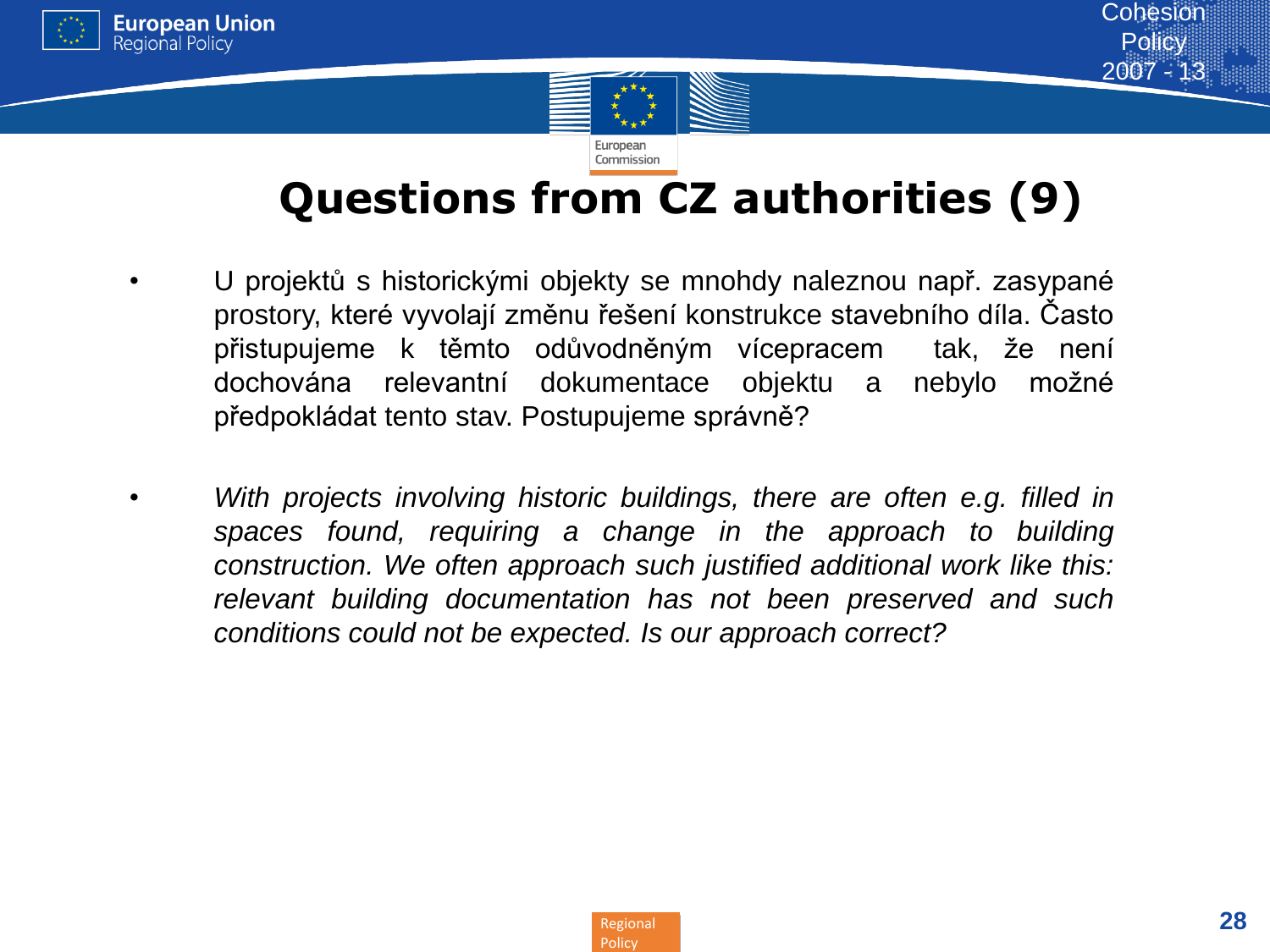# Questions from CZ authorities (9)

- U projektů s historickými objekty se mnohdy naleznou např. zasypané prostory, které vyvolají změnu řešení konstrukce stavebního díla. Často přistupujeme k těmto odůvodněným vícepracem tak, že není dochována relevantní dokumentace objektu a nebylo možné předpokládat tento stav. Postupujeme správně?

- *With projects involving historic buildings, there are often e.g. filled in spaces found, requiring a change in the approach to building construction. We often approach such justified additional work like this: relevant building documentation has not been preserved and such conditions could not be expected. Is our approach correct?*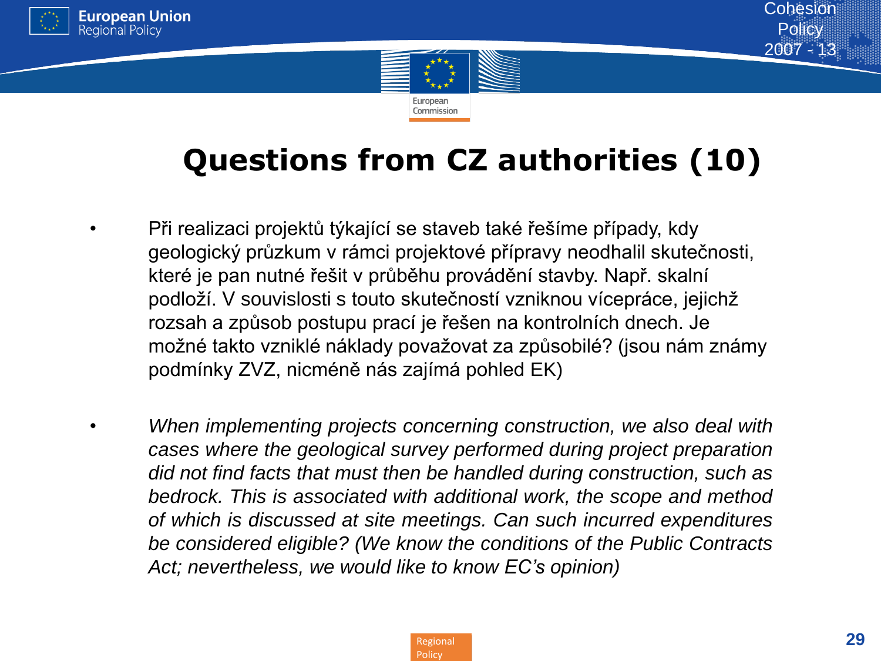# Questions from CZ authorities (10)

- Při realizaci projektů týkající se staveb také řešíme případy, kdy geologický průzkum v rámci projektové přípravy neodhalil skutečnosti, které je pan nutné řešit v průběhu provádění stavby. Např. skalní podloží. V souvislosti s touto skutečností vzniknou vícepráce, jejichž rozsah a způsob postupu prací je řešen na kontrolních dnech. Je možné takto vzniklé náklady považovat za způsobilé? (jsou nám známy podmínky ZVZ, nicméně nás zajímá pohled EK)

- *When implementing projects concerning construction, we also deal with cases where the geological survey performed during project preparation did not find facts that must then be handled during construction, such as bedrock. This is associated with additional work, the scope and method of which is discussed at site meetings. Can such incurred expenditures be considered eligible? (We know the conditions of the Public Contracts Act; nevertheless, we would like to know EC's opinion)*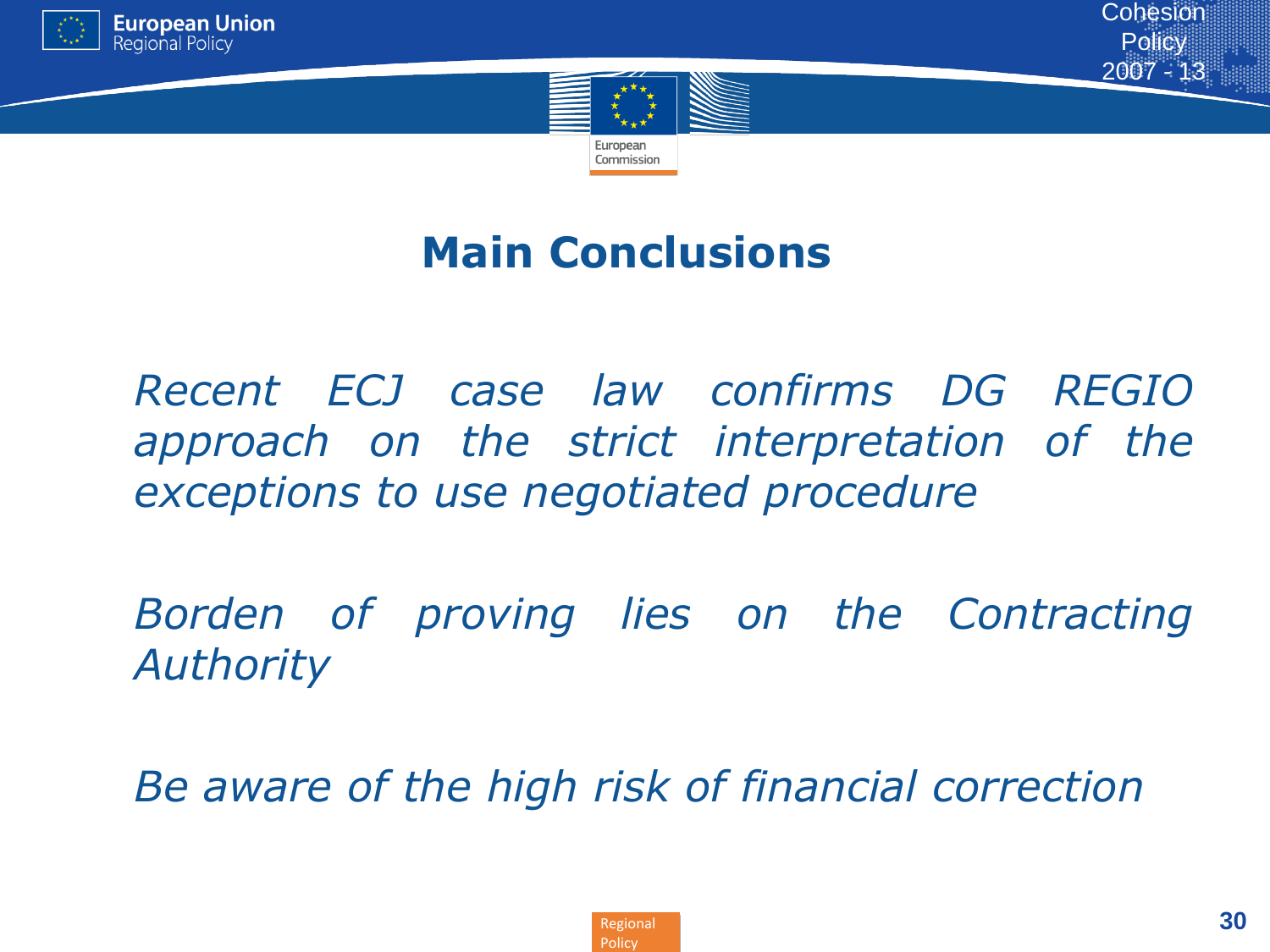# Main Conclusions

*Recent ECJ case law confirms DG REGIO approach on the strict interpretation of the exceptions to use negotiated procedure*

*Borden of proving lies on the Contracting Authority*

*Be aware of the high risk of financial correction*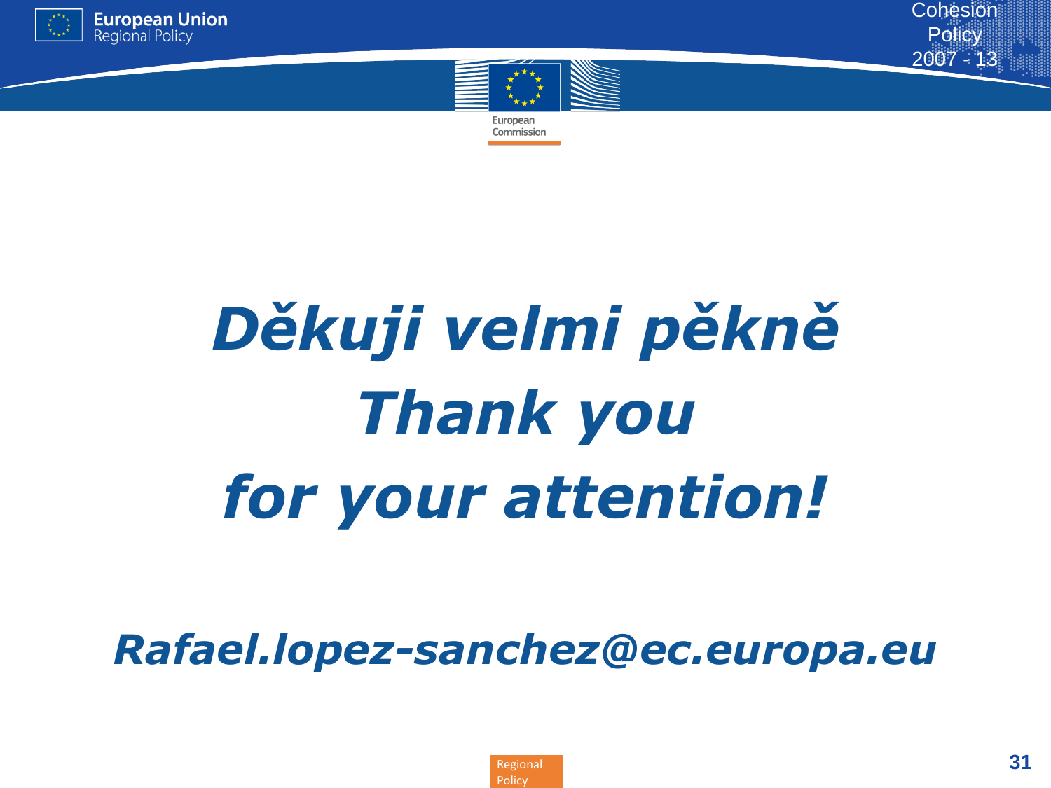# *Děkuji velmi pěkně*

# *Thank you*

# *for your attention!*

***Rafael.lopez-sanchez@ec.europa.eu***